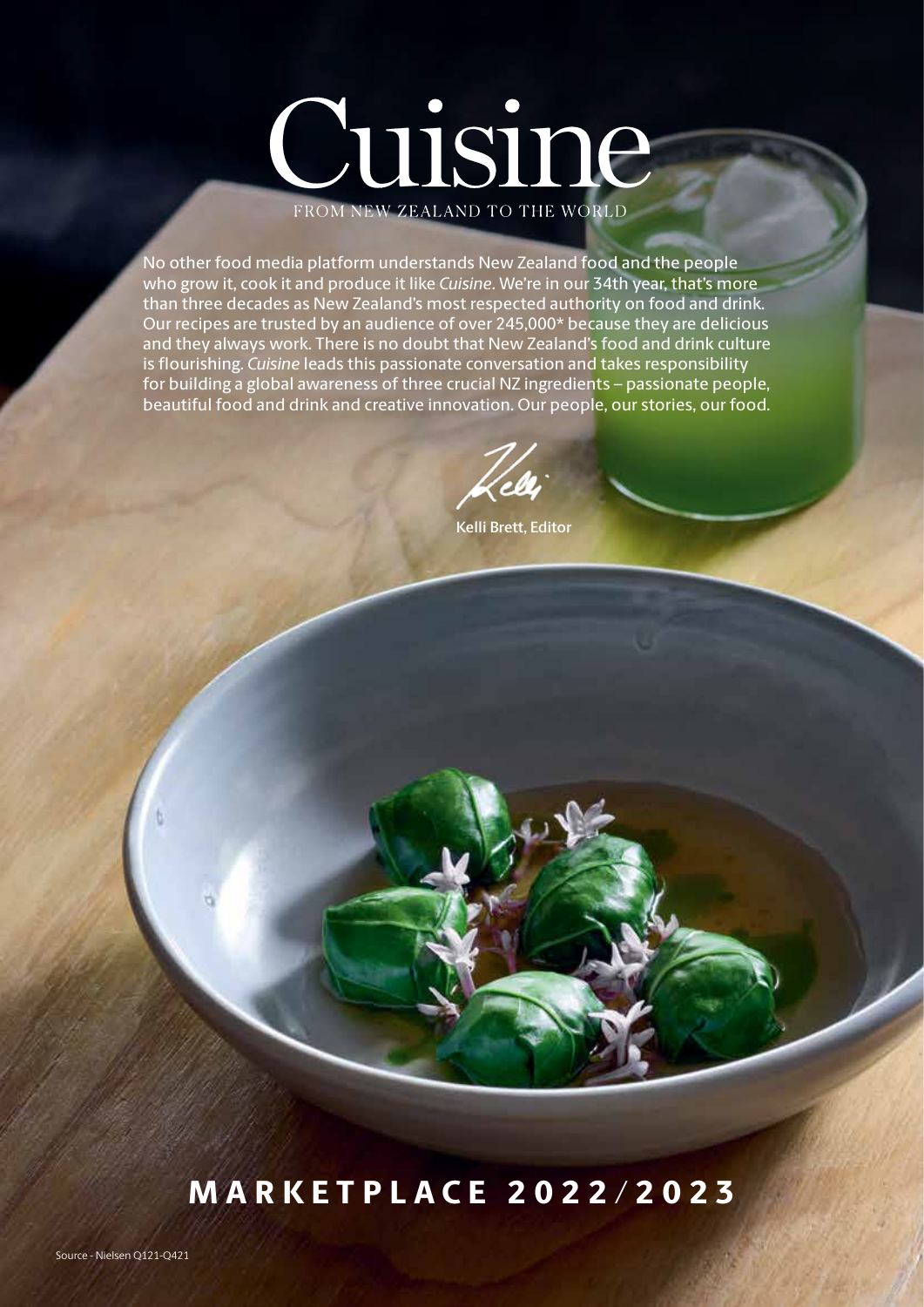# Cuisine

FROM NEW ZEALAND TO THE WORLD

No other food media platform understands New Zealand food and the people who grow it, cook it and produce it like *Cuisine*. We're in our 34th year, that's more than three decades as New Zealand's most respected authority on food and drink. Our recipes are trusted by an audience of over 245,000* because they are delicious and they always work. There is no doubt that New Zealand's food and drink culture is flourishing. *Cuisine* leads this passionate conversation and takes responsibility for building a global awareness of three crucial NZ ingredients – passionate people, beautiful food and drink and creative innovation. Our people, our stories, our food.

Kelli Brett, Editor

## MARKETPLACE 2022/2023

Source - Nielsen Q121-Q421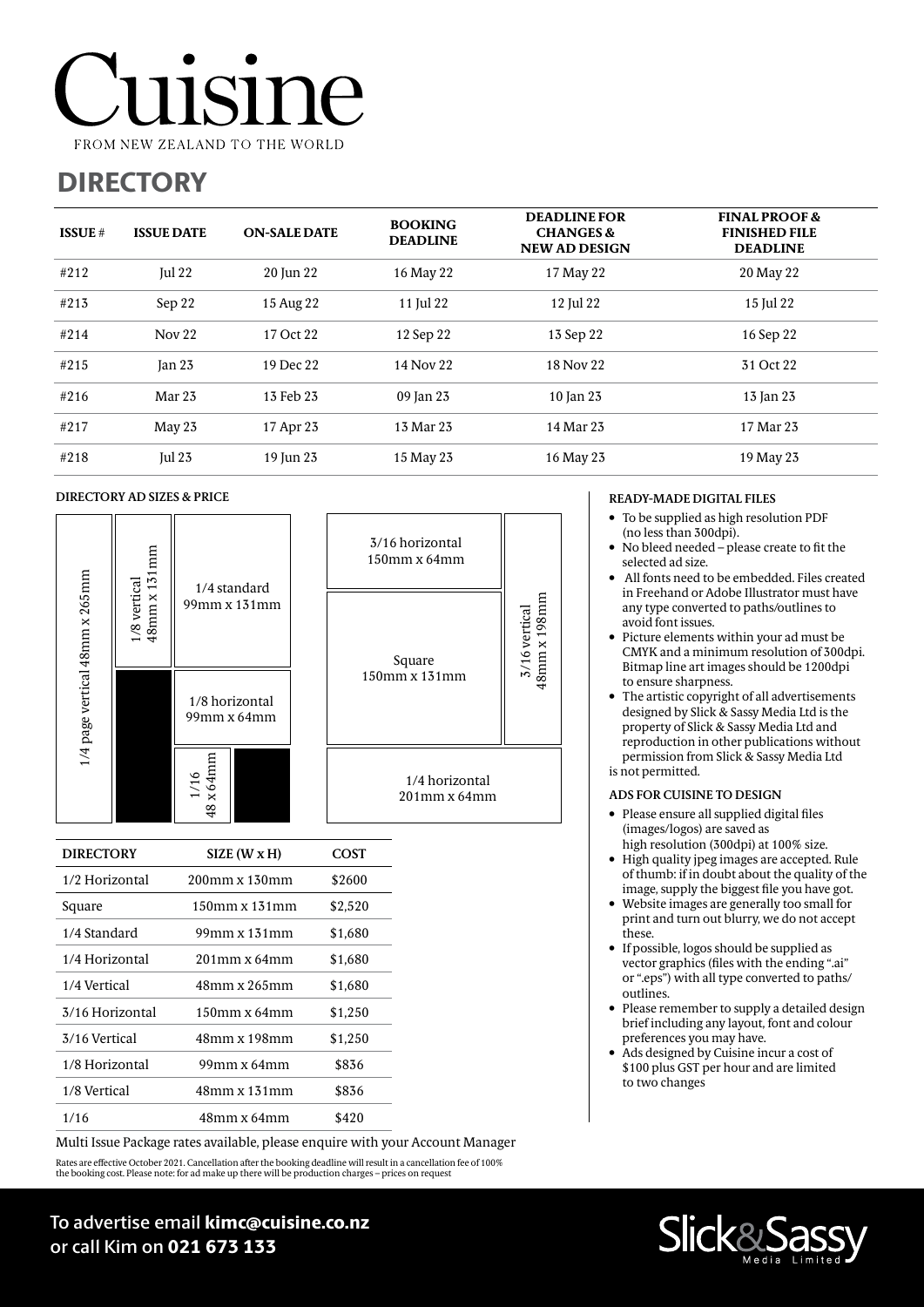# Cuisine

FROM NEW ZEALAND TO THE WORLD

## DIRECTORY

| ISSUE # | ISSUE DATE | ON-SALE DATE | BOOKING DEADLINE | DEADLINE FOR CHANGES & NEW AD DESIGN | FINAL PROOF & FINISHED FILE DEADLINE |
|---|---|---|---|---|---|
| #212 | Jul 22 | 20 Jun 22 | 16 May 22 | 17 May 22 | 20 May 22 |
| #213 | Sep 22 | 15 Aug 22 | 11 Jul 22 | 12 Jul 22 | 15 Jul 22 |
| #214 | Nov 22 | 17 Oct 22 | 12 Sep 22 | 13 Sep 22 | 16 Sep 22 |
| #215 | Jan 23 | 19 Dec 22 | 14 Nov 22 | 18 Nov 22 | 31 Oct 22 |
| #216 | Mar 23 | 13 Feb 23 | 09 Jan 23 | 10 Jan 23 | 13 Jan 23 |
| #217 | May 23 | 17 Apr 23 | 13 Mar 23 | 14 Mar 23 | 17 Mar 23 |
| #218 | Jul 23 | 19 Jun 23 | 15 May 23 | 16 May 23 | 19 May 23 |

### DIRECTORY AD SIZES & PRICE

1/4 page vertical 48mm x 265mm

1/8 vertical 48mm x 131mm

1/4 standard 99mm x 131mm

1/8 horizontal 99mm x 64mm

1/16 48 x 64mm

3/16 horizontal 150mm x 64mm

Square 150mm x 131mm

3/16 vertical 48mm x 198mm

1/4 horizontal 201mm x 64mm

| DIRECTORY | SIZE (W x H) | COST |
|---|---|---|
| 1/2 Horizontal | 200mm x 130mm | $2600 |
| Square | 150mm x 131mm | $2,520 |
| 1/4 Standard | 99mm x 131mm | $1,680 |
| 1/4 Horizontal | 201mm x 64mm | $1,680 |
| 1/4 Vertical | 48mm x 265mm | $1,680 |
| 3/16 Horizontal | 150mm x 64mm | $1,250 |
| 3/16 Vertical | 48mm x 198mm | $1,250 |
| 1/8 Horizontal | 99mm x 64mm | $836 |
| 1/8 Vertical | 48mm x 131mm | $836 |
| 1/16 | 48mm x 64mm | $420 |

Multi Issue Package rates available, please enquire with your Account Manager

Rates are effective October 2021. Cancellation after the booking deadline will result in a cancellation fee of 100% the booking cost. Please note: for ad make up there will be production charges – prices on request

### READY-MADE DIGITAL FILES

- To be supplied as high resolution PDF (no less than 300dpi).
- No bleed needed – please create to fit the selected ad size.
- All fonts need to be embedded. Files created in Freehand or Adobe Illustrator must have any type converted to paths/outlines to avoid font issues.
- Picture elements within your ad must be CMYK and a minimum resolution of 300dpi. Bitmap line art images should be 1200dpi to ensure sharpness.
- The artistic copyright of all advertisements designed by Slick & Sassy Media Ltd is the property of Slick & Sassy Media Ltd and reproduction in other publications without permission from Slick & Sassy Media Ltd is not permitted.

### ADS FOR CUISINE TO DESIGN

- Please ensure all supplied digital files (images/logos) are saved as high resolution (300dpi) at 100% size.
- High quality jpeg images are accepted. Rule of thumb: if in doubt about the quality of the image, supply the biggest file you have got.
- Website images are generally too small for print and turn out blurry, we do not accept these.
- If possible, logos should be supplied as vector graphics (files with the ending ".ai" or ".eps") with all type converted to paths/outlines.
- Please remember to supply a detailed design brief including any layout, font and colour preferences you may have.
- Ads designed by Cuisine incur a cost of $100 plus GST per hour and are limited to two changes

To advertise email **kimc@cuisine.co.nz** or call Kim on **021 673 133**

Slick&Sassy Media Limited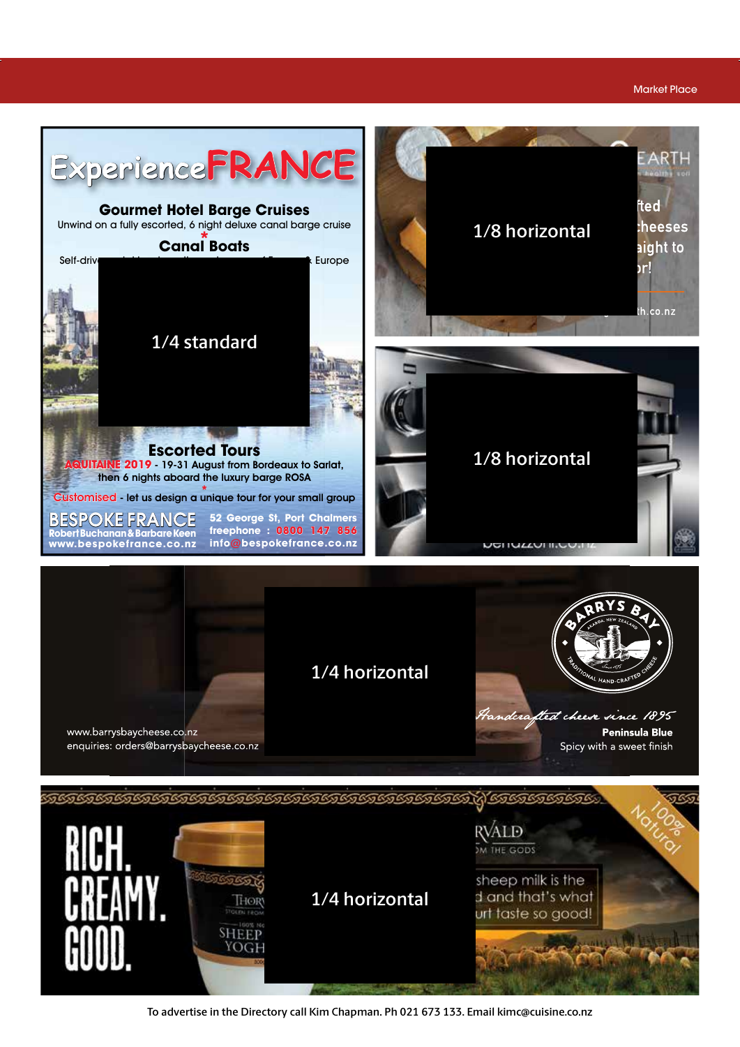Market Place

# ExperienceFRANCE

## Gourmet Hotel Barge Cruises

Unwind on a fully escorted, 6 night deluxe canal barge cruise

*

## Canal Boats

Self-driv... Europe

1/4 standard

## Escorted Tours

AQUITAINE 2019 - 19-31 August from Bordeaux to Sarlat, then 6 nights aboard the luxury barge ROSA

*

Customised - let us design a unique tour for your small group

BESPOKE FRANCE
Robert Buchanan & Barbara Keen
www.bespokefrance.co.nz

52 George St, Port Chalmers
freephone : 0800 147 856
info@bespokefrance.co.nz

1/8 horizontal

EARTH
...n healthy soil
...fted
...cheeses
...aight to
...or!
...th.co.nz

1/8 horizontal

...benazzoni.co.nz

1/4 horizontal

www.barrysbaycheese.co.nz
enquiries: orders@barrysbaycheese.co.nz

BARRYS BAY
AKAROA, NEW ZEALAND
TRADITIONAL HAND-CRAFTED CHEESE

*Handcrafted cheese since 1895*

**Peninsula Blue**
Spicy with a sweet finish

RICH. CREAMY. GOOD.

1/4 horizontal

...RVALD
...OM THE GODS

...sheep milk is the
...d and that's what
...urt taste so good!

100% Natural

To advertise in the Directory call Kim Chapman. Ph 021 673 133. Email kimc@cuisine.co.nz